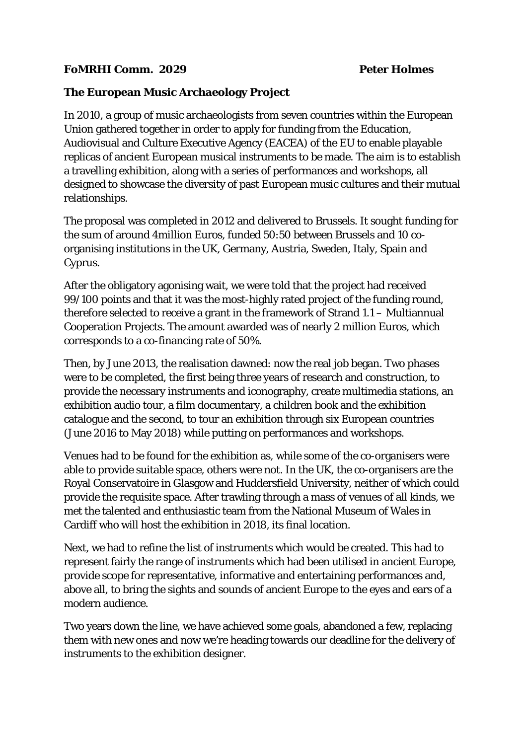**FoMRHI Comm. 2029** **Peter Holmes**

**The European Music Archaeology Project**

In 2010, a group of music archaeologists from seven countries within the European Union gathered together in order to apply for funding from the Education, Audiovisual and Culture Executive Agency (EACEA) of the EU to enable playable replicas of ancient European musical instruments to be made. The aim is to establish a travelling exhibition, along with a series of performances and workshops, all designed to showcase the diversity of past European music cultures and their mutual relationships.

The proposal was completed in 2012 and delivered to Brussels. It sought funding for the sum of around 4million Euros, funded 50:50 between Brussels and 10 co-organising institutions in the UK, Germany, Austria, Sweden, Italy, Spain and Cyprus.

After the obligatory agonising wait, we were told that the project had received 99/100 points and that it was the most-highly rated project of the funding round, therefore selected to receive a grant in the framework of Strand 1.1 – Multiannual Cooperation Projects. The amount awarded was of nearly 2 million Euros, which corresponds to a co-financing rate of 50%.

Then, by June 2013, the realisation dawned: now the real job began. Two phases were to be completed, the first being three years of research and construction, to provide the necessary instruments and iconography, create multimedia stations, an exhibition audio tour, a film documentary, a children book and the exhibition catalogue and the second, to tour an exhibition through six European countries (June 2016 to May 2018) while putting on performances and workshops.

Venues had to be found for the exhibition as, while some of the co-organisers were able to provide suitable space, others were not. In the UK, the co-organisers are the Royal Conservatoire in Glasgow and Huddersfield University, neither of which could provide the requisite space. After trawling through a mass of venues of all kinds, we met the talented and enthusiastic team from the National Museum of Wales in Cardiff who will host the exhibition in 2018, its final location.

Next, we had to refine the list of instruments which would be created. This had to represent fairly the range of instruments which had been utilised in ancient Europe, provide scope for representative, informative and entertaining performances and, above all, to bring the sights and sounds of ancient Europe to the eyes and ears of a modern audience.

Two years down the line, we have achieved some goals, abandoned a few, replacing them with new ones and now we're heading towards our deadline for the delivery of instruments to the exhibition designer.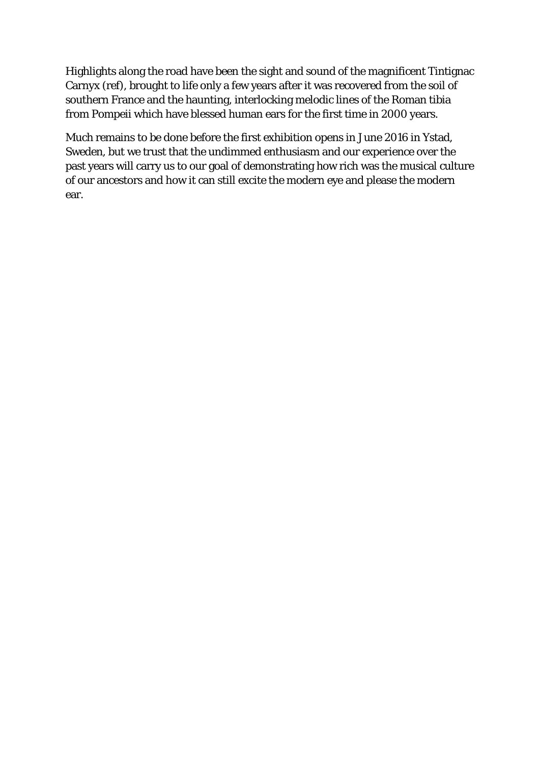Highlights along the road have been the sight and sound of the magnificent Tintignac Carnyx (ref), brought to life only a few years after it was recovered from the soil of southern France and the haunting, interlocking melodic lines of the Roman tibia from Pompeii which have blessed human ears for the first time in 2000 years.

Much remains to be done before the first exhibition opens in June 2016 in Ystad, Sweden, but we trust that the undimmed enthusiasm and our experience over the past years will carry us to our goal of demonstrating how rich was the musical culture of our ancestors and how it can still excite the modern eye and please the modern ear.